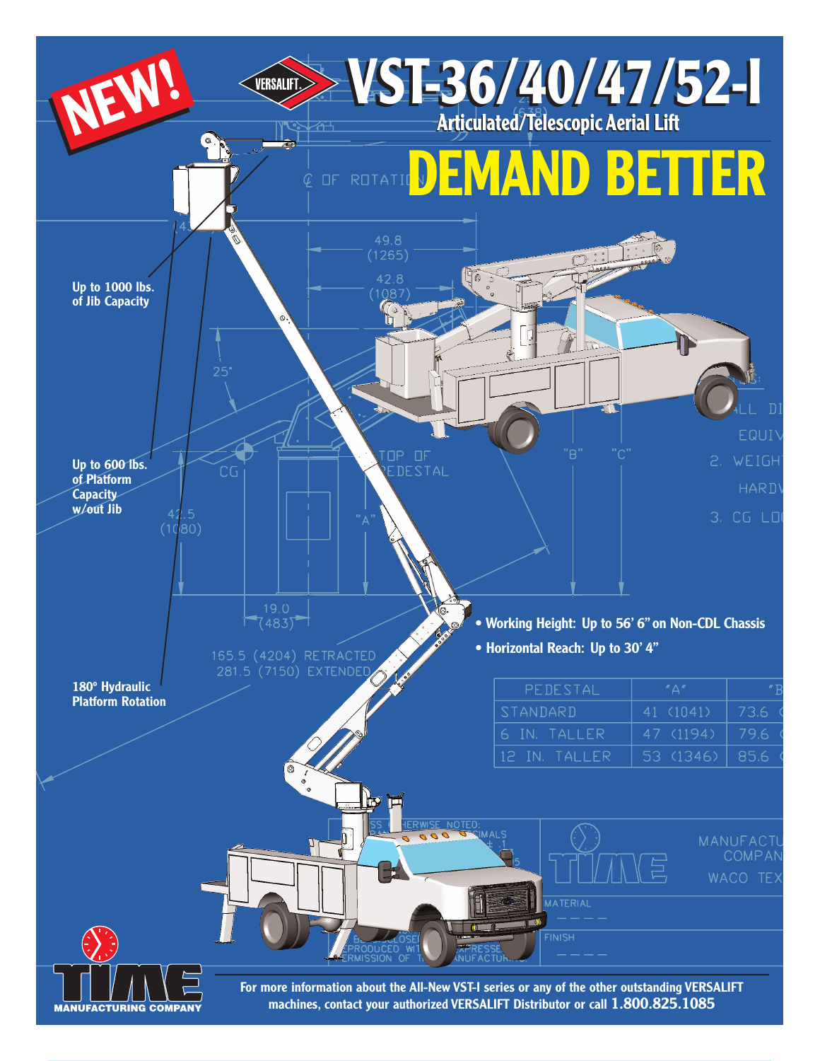NEW!

VERSALIFT

# VST-36/40/47/52-I

## Articulated/Telescopic Aerial Lift

# DEMAND BETTER

Up to 1000 lbs. of Jib Capacity

Up to 600 lbs. of Platform Capacity w/out Jib

180º Hydraulic Platform Rotation

- **Working Height: Up to 56' 6" on Non-CDL Chassis**
- **Horizontal Reach: Up to 30' 4"**

TIME MANUFACTURING COMPANY

**For more information about the All-New VST-I series or any of the other outstanding VERSALIFT machines, contact your authorized VERSALIFT Distributor or call 1.800.825.1085**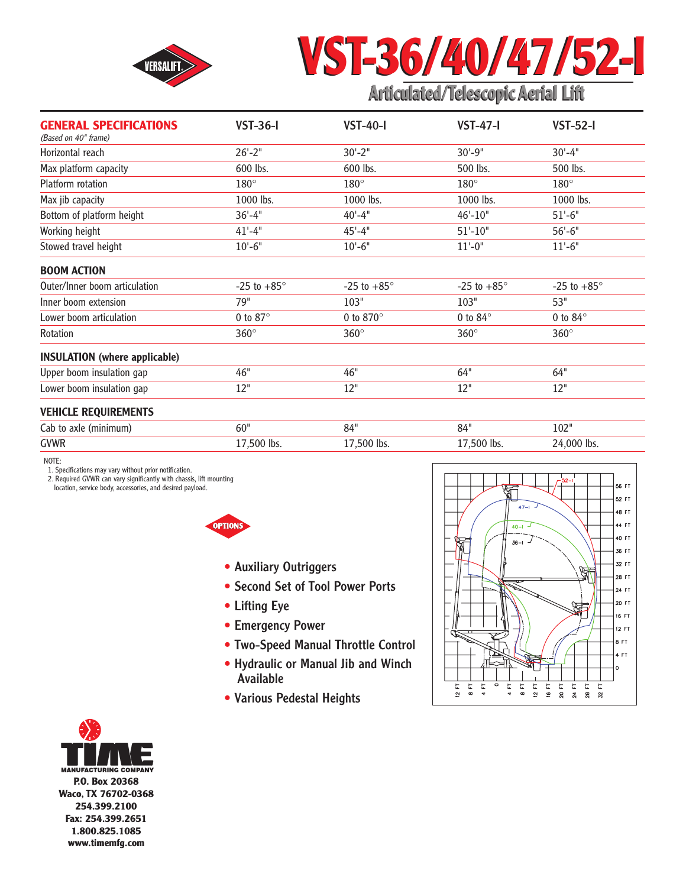VERSALIFT

# VST-36/40/47/52-I

## Articulated/Telescopic Aerial Lift

| GENERAL SPECIFICATIONS<br>*(Based on 40" frame)* | VST-36-I | VST-40-I | VST-47-I | VST-52-I |
|---|---|---|---|---|
| Horizontal reach | 26'-2" | 30'-2" | 30'-9" | 30'-4" |
| Max platform capacity | 600 lbs. | 600 lbs. | 500 lbs. | 500 lbs. |
| Platform rotation | 180° | 180° | 180° | 180° |
| Max jib capacity | 1000 lbs. | 1000 lbs. | 1000 lbs. | 1000 lbs. |
| Bottom of platform height | 36'-4" | 40'-4" | 46'-10" | 51'-6" |
| Working height | 41'-4" | 45'-4" | 51'-10" | 56'-6" |
| Stowed travel height | 10'-6" | 10'-6" | 11'-0" | 11'-6" |
| **BOOM ACTION** | | | | |
| Outer/Inner boom articulation | -25 to +85° | -25 to +85° | -25 to +85° | -25 to +85° |
| Inner boom extension | 79" | 103" | 103" | 53" |
| Lower boom articulation | 0 to 87° | 0 to 870° | 0 to 84° | 0 to 84° |
| Rotation | 360° | 360° | 360° | 360° |
| **INSULATION (where applicable)** | | | | |
| Upper boom insulation gap | 46" | 46" | 64" | 64" |
| Lower boom insulation gap | 12" | 12" | 12" | 12" |
| **VEHICLE REQUIREMENTS** | | | | |
| Cab to axle (minimum) | 60" | 84" | 84" | 102" |
| GVWR | 17,500 lbs. | 17,500 lbs. | 17,500 lbs. | 24,000 lbs. |

NOTE:
1. Specifications may vary without prior notification.
2. Required GVWR can vary significantly with chassis, lift mounting location, service body, accessories, and desired payload.

52-I
47-I
40-I
36-I
56 FT
52 FT
48 FT
44 FT
40 FT
36 FT
32 FT
28 FT
24 FT
20 FT
16 FT
12 FT
8 FT
4 FT
0
12 FT 8 FT 4 FT 0 4 FT 8 FT 12 FT 16 FT 20 FT 24 FT 28 FT 32 FT

**OPTIONS**

- Auxiliary Outriggers
- Second Set of Tool Power Ports
- Lifting Eye
- Emergency Power
- Two-Speed Manual Throttle Control
- Hydraulic or Manual Jib and Winch Available
- Various Pedestal Heights

**TIME MANUFACTURING COMPANY**
**P.O. Box 20368**
**Waco, TX 76702-0368**
**254.399.2100**
**Fax: 254.399.2651**
**1.800.825.1085**
**www.timemfg.com**